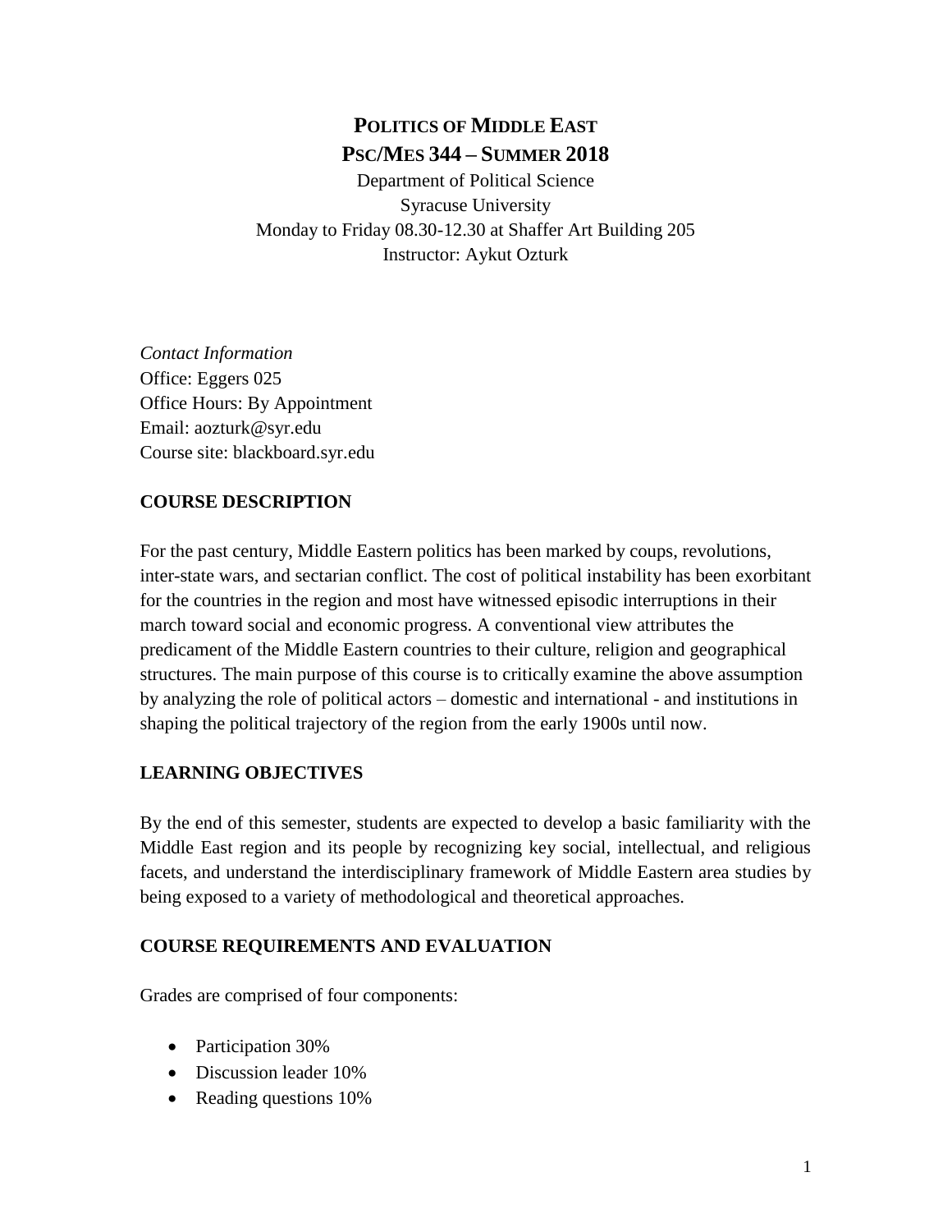# POLITICS OF MIDDLE EAST
# PSC/MES 344 – SUMMER 2018

Department of Political Science
Syracuse University
Monday to Friday 08.30-12.30 at Shaffer Art Building 205
Instructor: Aykut Ozturk

*Contact Information*
Office: Eggers 025
Office Hours: By Appointment
Email: aozturk@syr.edu
Course site: blackboard.syr.edu

## COURSE DESCRIPTION

For the past century, Middle Eastern politics has been marked by coups, revolutions, inter-state wars, and sectarian conflict. The cost of political instability has been exorbitant for the countries in the region and most have witnessed episodic interruptions in their march toward social and economic progress. A conventional view attributes the predicament of the Middle Eastern countries to their culture, religion and geographical structures. The main purpose of this course is to critically examine the above assumption by analyzing the role of political actors – domestic and international - and institutions in shaping the political trajectory of the region from the early 1900s until now.

## LEARNING OBJECTIVES

By the end of this semester, students are expected to develop a basic familiarity with the Middle East region and its people by recognizing key social, intellectual, and religious facets, and understand the interdisciplinary framework of Middle Eastern area studies by being exposed to a variety of methodological and theoretical approaches.

## COURSE REQUIREMENTS AND EVALUATION

Grades are comprised of four components:

- Participation 30%
- Discussion leader 10%
- Reading questions 10%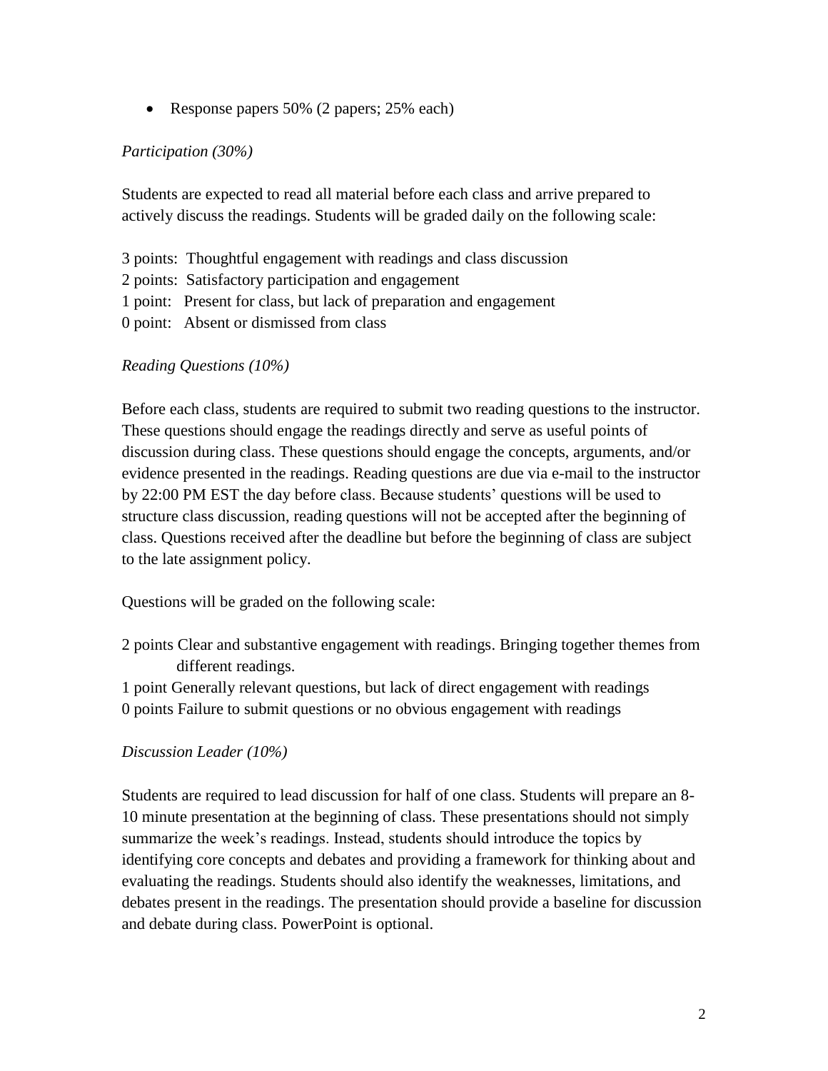- Response papers 50% (2 papers; 25% each)

*Participation (30%)*

Students are expected to read all material before each class and arrive prepared to actively discuss the readings. Students will be graded daily on the following scale:

3 points: Thoughtful engagement with readings and class discussion
2 points: Satisfactory participation and engagement
1 point: Present for class, but lack of preparation and engagement
0 point: Absent or dismissed from class

*Reading Questions (10%)*

Before each class, students are required to submit two reading questions to the instructor. These questions should engage the readings directly and serve as useful points of discussion during class. These questions should engage the concepts, arguments, and/or evidence presented in the readings. Reading questions are due via e-mail to the instructor by 22:00 PM EST the day before class. Because students' questions will be used to structure class discussion, reading questions will not be accepted after the beginning of class. Questions received after the deadline but before the beginning of class are subject to the late assignment policy.

Questions will be graded on the following scale:

2 points Clear and substantive engagement with readings. Bringing together themes from different readings.
1 point Generally relevant questions, but lack of direct engagement with readings
0 points Failure to submit questions or no obvious engagement with readings

*Discussion Leader (10%)*

Students are required to lead discussion for half of one class. Students will prepare an 8-10 minute presentation at the beginning of class. These presentations should not simply summarize the week's readings. Instead, students should introduce the topics by identifying core concepts and debates and providing a framework for thinking about and evaluating the readings. Students should also identify the weaknesses, limitations, and debates present in the readings. The presentation should provide a baseline for discussion and debate during class. PowerPoint is optional.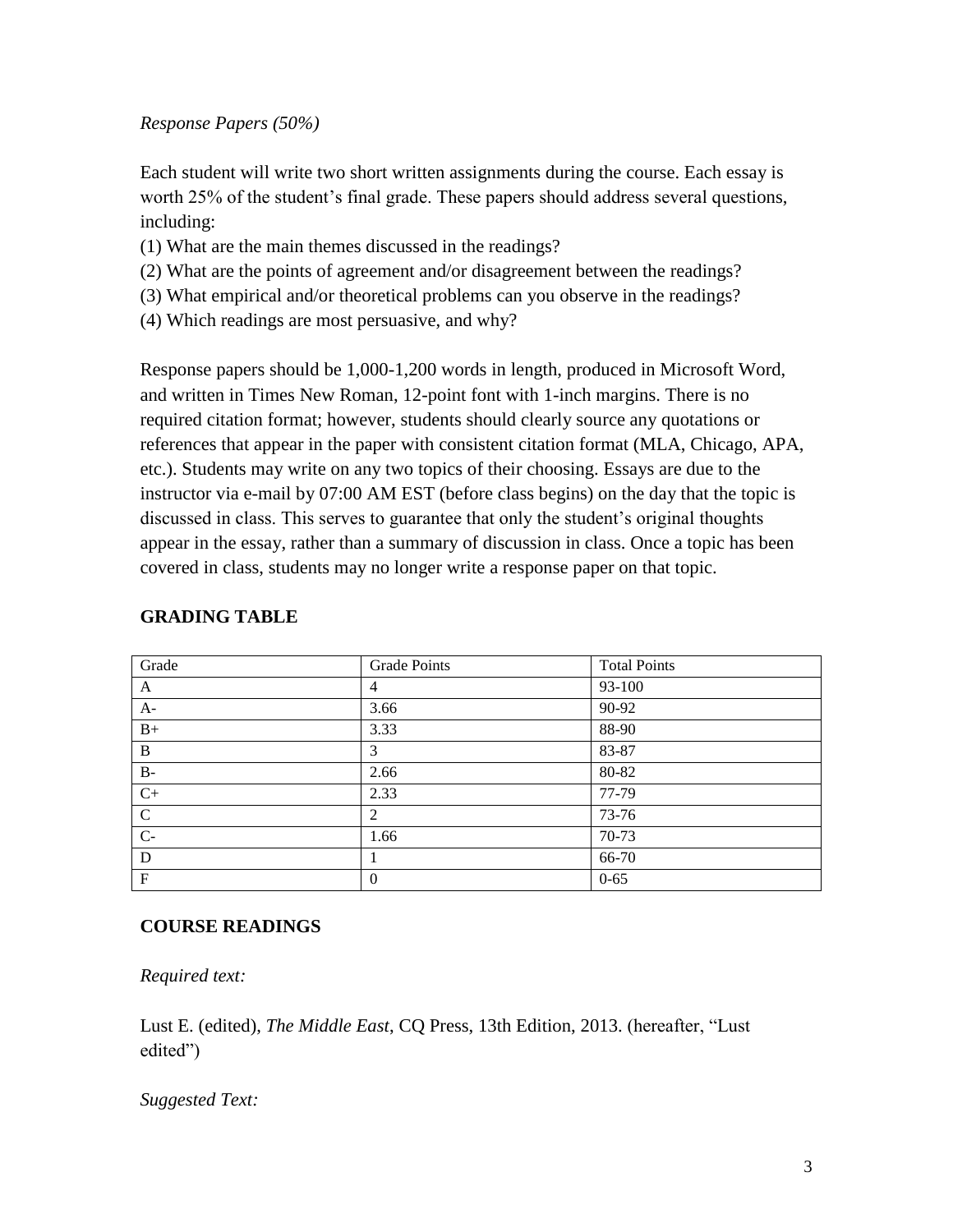*Response Papers (50%)*

Each student will write two short written assignments during the course. Each essay is worth 25% of the student's final grade. These papers should address several questions, including:

(1) What are the main themes discussed in the readings?
(2) What are the points of agreement and/or disagreement between the readings?
(3) What empirical and/or theoretical problems can you observe in the readings?
(4) Which readings are most persuasive, and why?

Response papers should be 1,000-1,200 words in length, produced in Microsoft Word, and written in Times New Roman, 12-point font with 1-inch margins. There is no required citation format; however, students should clearly source any quotations or references that appear in the paper with consistent citation format (MLA, Chicago, APA, etc.). Students may write on any two topics of their choosing. Essays are due to the instructor via e-mail by 07:00 AM EST (before class begins) on the day that the topic is discussed in class. This serves to guarantee that only the student's original thoughts appear in the essay, rather than a summary of discussion in class. Once a topic has been covered in class, students may no longer write a response paper on that topic.

## GRADING TABLE

| Grade | Grade Points | Total Points |
|---|---|---|
| A | 4 | 93-100 |
| A- | 3.66 | 90-92 |
| B+ | 3.33 | 88-90 |
| B | 3 | 83-87 |
| B- | 2.66 | 80-82 |
| C+ | 2.33 | 77-79 |
| C | 2 | 73-76 |
| C- | 1.66 | 70-73 |
| D | 1 | 66-70 |
| F | 0 | 0-65 |

## COURSE READINGS

*Required text:*

Lust E. (edited), *The Middle East*, CQ Press, 13th Edition, 2013. (hereafter, "Lust edited")

*Suggested Text:*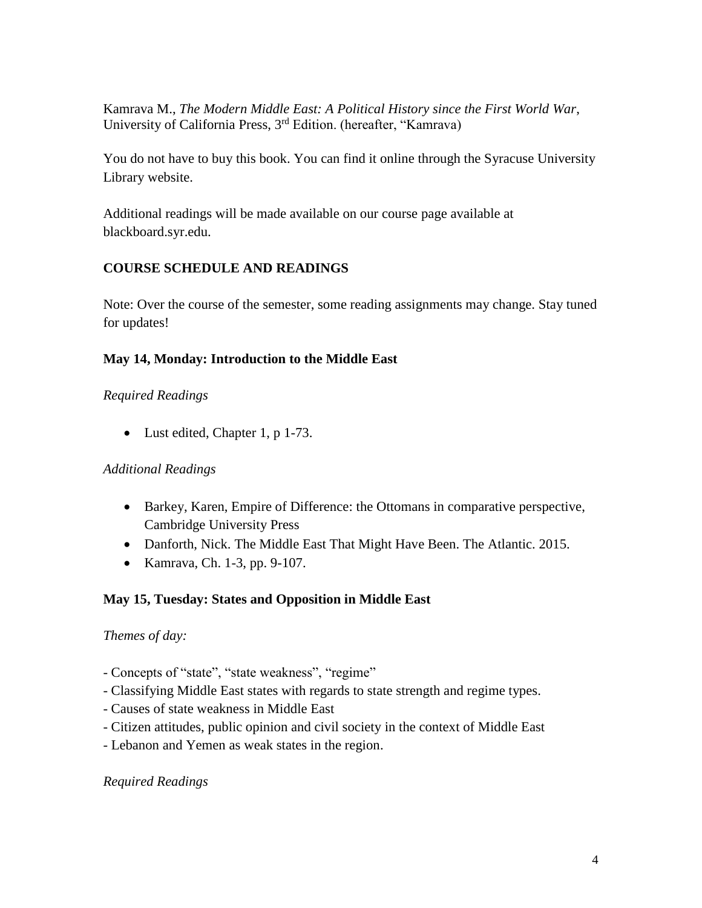Kamrava M., *The Modern Middle East: A Political History since the First World War*, University of California Press, 3rd Edition. (hereafter, "Kamrava)

You do not have to buy this book. You can find it online through the Syracuse University Library website.

Additional readings will be made available on our course page available at blackboard.syr.edu.

## COURSE SCHEDULE AND READINGS

Note: Over the course of the semester, some reading assignments may change. Stay tuned for updates!

### May 14, Monday: Introduction to the Middle East

*Required Readings*

- Lust edited, Chapter 1, p 1-73.

*Additional Readings*

- Barkey, Karen, Empire of Difference: the Ottomans in comparative perspective, Cambridge University Press
- Danforth, Nick. The Middle East That Might Have Been. The Atlantic. 2015.
- Kamrava, Ch. 1-3, pp. 9-107.

### May 15, Tuesday: States and Opposition in Middle East

*Themes of day:*

- Concepts of "state", "state weakness", "regime"
- Classifying Middle East states with regards to state strength and regime types.
- Causes of state weakness in Middle East
- Citizen attitudes, public opinion and civil society in the context of Middle East
- Lebanon and Yemen as weak states in the region.

*Required Readings*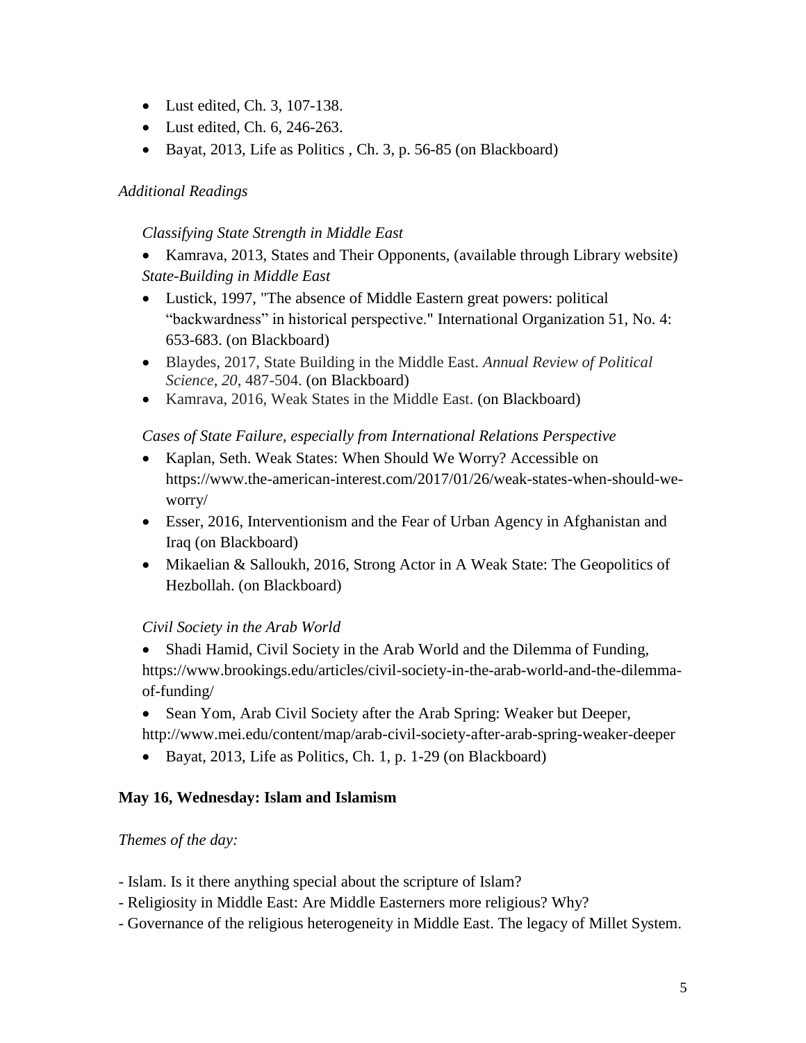- Lust edited, Ch. 3, 107-138.
- Lust edited, Ch. 6, 246-263.
- Bayat, 2013, Life as Politics , Ch. 3, p. 56-85 (on Blackboard)

*Additional Readings*

*Classifying State Strength in Middle East*

- Kamrava, 2013, States and Their Opponents, (available through Library website)

*State-Building in Middle East*

- Lustick, 1997, "The absence of Middle Eastern great powers: political "backwardness" in historical perspective." International Organization 51, No. 4: 653-683. (on Blackboard)
- Blaydes, 2017, State Building in the Middle East. *Annual Review of Political Science*, *20*, 487-504. (on Blackboard)
- Kamrava, 2016, Weak States in the Middle East. (on Blackboard)

*Cases of State Failure, especially from International Relations Perspective*

- Kaplan, Seth. Weak States: When Should We Worry? Accessible on https://www.the-american-interest.com/2017/01/26/weak-states-when-should-we-worry/
- Esser, 2016, Interventionism and the Fear of Urban Agency in Afghanistan and Iraq (on Blackboard)
- Mikaelian & Salloukh, 2016, Strong Actor in A Weak State: The Geopolitics of Hezbollah. (on Blackboard)

*Civil Society in the Arab World*

- Shadi Hamid, Civil Society in the Arab World and the Dilemma of Funding, https://www.brookings.edu/articles/civil-society-in-the-arab-world-and-the-dilemma-of-funding/
- Sean Yom, Arab Civil Society after the Arab Spring: Weaker but Deeper, http://www.mei.edu/content/map/arab-civil-society-after-arab-spring-weaker-deeper
- Bayat, 2013, Life as Politics, Ch. 1, p. 1-29 (on Blackboard)

**May 16, Wednesday: Islam and Islamism**

*Themes of the day:*

- Islam. Is it there anything special about the scripture of Islam?
- Religiosity in Middle East: Are Middle Easterners more religious? Why?
- Governance of the religious heterogeneity in Middle East. The legacy of Millet System.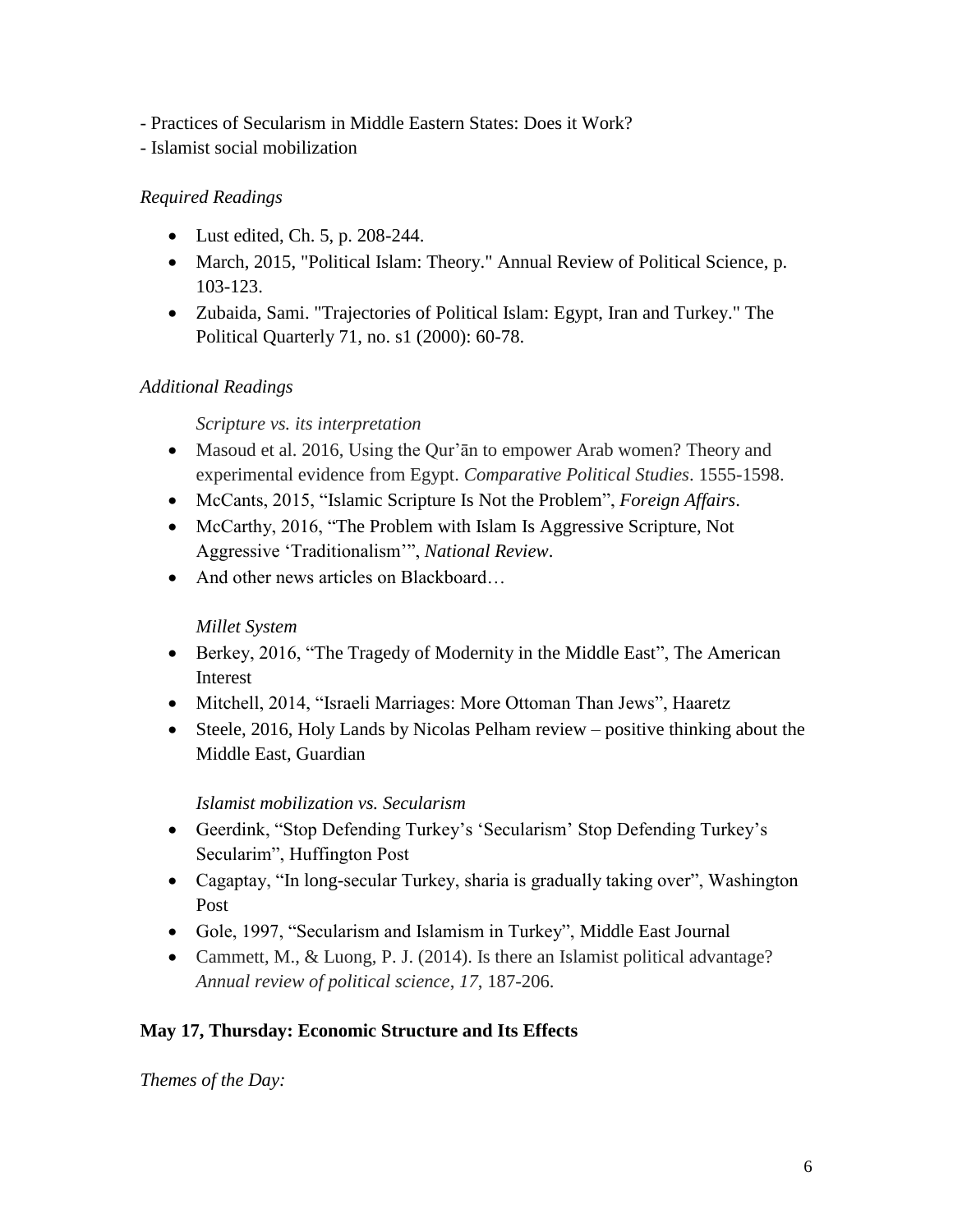- Practices of Secularism in Middle Eastern States: Does it Work?
- Islamist social mobilization

*Required Readings*

- Lust edited, Ch. 5, p. 208-244.
- March, 2015, "Political Islam: Theory." Annual Review of Political Science, p. 103-123.
- Zubaida, Sami. "Trajectories of Political Islam: Egypt, Iran and Turkey." The Political Quarterly 71, no. s1 (2000): 60-78.

*Additional Readings*

*Scripture vs. its interpretation*

- Masoud et al. 2016, Using the Qur'ān to empower Arab women? Theory and experimental evidence from Egypt. *Comparative Political Studies*. 1555-1598.
- McCants, 2015, "Islamic Scripture Is Not the Problem", *Foreign Affairs*.
- McCarthy, 2016, "The Problem with Islam Is Aggressive Scripture, Not Aggressive 'Traditionalism'", *National Review*.
- And other news articles on Blackboard…

*Millet System*

- Berkey, 2016, "The Tragedy of Modernity in the Middle East", The American Interest
- Mitchell, 2014, "Israeli Marriages: More Ottoman Than Jews", Haaretz
- Steele, 2016, Holy Lands by Nicolas Pelham review – positive thinking about the Middle East, Guardian

*Islamist mobilization vs. Secularism*

- Geerdink, "Stop Defending Turkey's 'Secularism' Stop Defending Turkey's Secularim", Huffington Post
- Cagaptay, "In long-secular Turkey, sharia is gradually taking over", Washington Post
- Gole, 1997, "Secularism and Islamism in Turkey", Middle East Journal
- Cammett, M., & Luong, P. J. (2014). Is there an Islamist political advantage? *Annual review of political science*, *17*, 187-206.

**May 17, Thursday: Economic Structure and Its Effects**

*Themes of the Day:*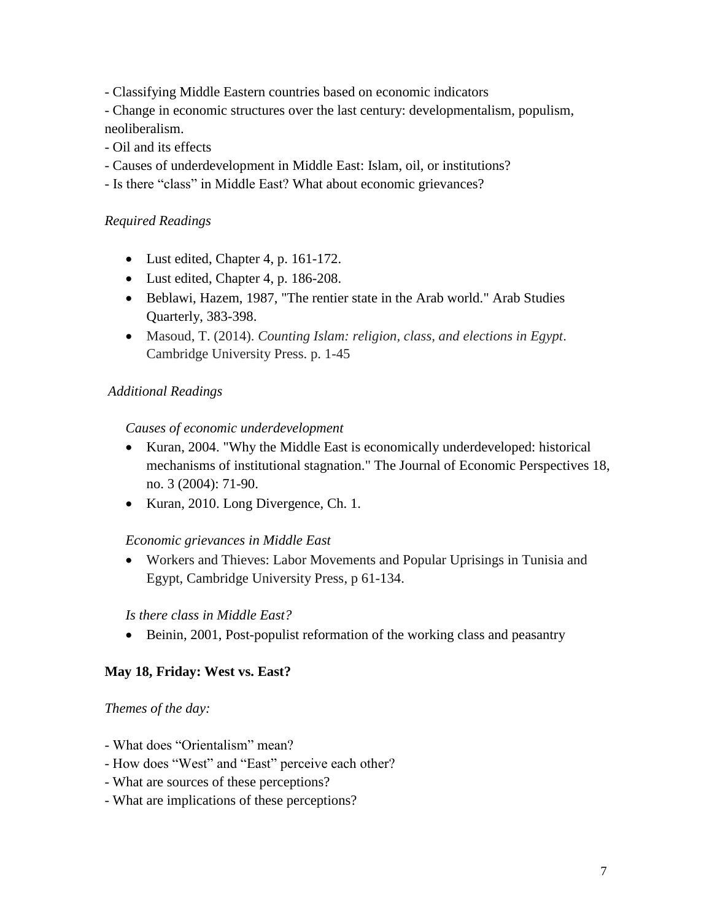- Classifying Middle Eastern countries based on economic indicators
- Change in economic structures over the last century: developmentalism, populism, neoliberalism.
- Oil and its effects
- Causes of underdevelopment in Middle East: Islam, oil, or institutions?
- Is there "class" in Middle East? What about economic grievances?

*Required Readings*

- Lust edited, Chapter 4, p. 161-172.
- Lust edited, Chapter 4, p. 186-208.
- Beblawi, Hazem, 1987, "The rentier state in the Arab world." Arab Studies Quarterly, 383-398.
- Masoud, T. (2014). *Counting Islam: religion, class, and elections in Egypt*. Cambridge University Press. p. 1-45

*Additional Readings*

*Causes of economic underdevelopment*

- Kuran, 2004. "Why the Middle East is economically underdeveloped: historical mechanisms of institutional stagnation." The Journal of Economic Perspectives 18, no. 3 (2004): 71-90.
- Kuran, 2010. Long Divergence, Ch. 1.

*Economic grievances in Middle East*

- Workers and Thieves: Labor Movements and Popular Uprisings in Tunisia and Egypt, Cambridge University Press, p 61-134.

*Is there class in Middle East?*

- Beinin, 2001, Post-populist reformation of the working class and peasantry

**May 18, Friday: West vs. East?**

*Themes of the day:*

- What does "Orientalism" mean?
- How does "West" and "East" perceive each other?
- What are sources of these perceptions?
- What are implications of these perceptions?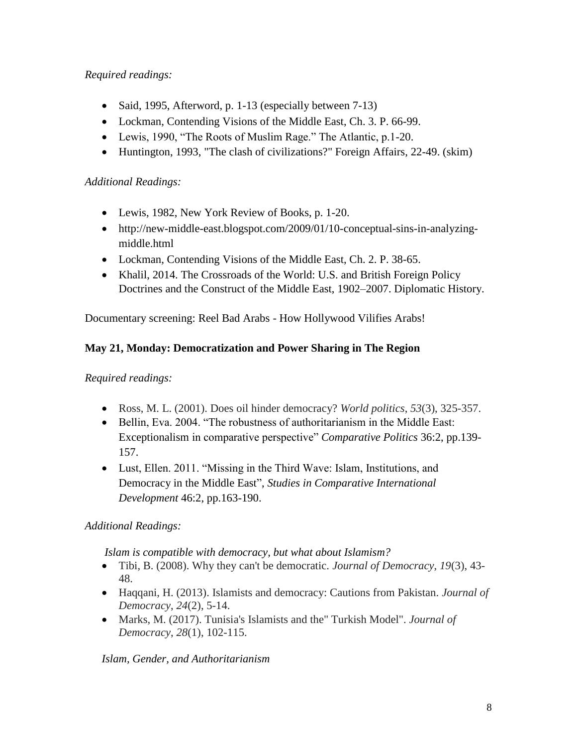*Required readings:*

- Said, 1995, Afterword, p. 1-13 (especially between 7-13)
- Lockman, Contending Visions of the Middle East, Ch. 3. P. 66-99.
- Lewis, 1990, "The Roots of Muslim Rage." The Atlantic, p.1-20.
- Huntington, 1993, "The clash of civilizations?" Foreign Affairs, 22-49. (skim)

*Additional Readings:*

- Lewis, 1982, New York Review of Books, p. 1-20.
- http://new-middle-east.blogspot.com/2009/01/10-conceptual-sins-in-analyzing-middle.html
- Lockman, Contending Visions of the Middle East, Ch. 2. P. 38-65.
- Khalil, 2014. The Crossroads of the World: U.S. and British Foreign Policy Doctrines and the Construct of the Middle East, 1902–2007. Diplomatic History.

Documentary screening: Reel Bad Arabs - How Hollywood Vilifies Arabs!

**May 21, Monday: Democratization and Power Sharing in The Region**

*Required readings:*

- Ross, M. L. (2001). Does oil hinder democracy? *World politics*, *53*(3), 325-357.
- Bellin, Eva. 2004. "The robustness of authoritarianism in the Middle East: Exceptionalism in comparative perspective" *Comparative Politics* 36:2, pp.139-157.
- Lust, Ellen. 2011. "Missing in the Third Wave: Islam, Institutions, and Democracy in the Middle East", *Studies in Comparative International Development* 46:2, pp.163-190.

*Additional Readings:*

*Islam is compatible with democracy, but what about Islamism?*

- Tibi, B. (2008). Why they can't be democratic. *Journal of Democracy*, *19*(3), 43-48.
- Haqqani, H. (2013). Islamists and democracy: Cautions from Pakistan. *Journal of Democracy*, *24*(2), 5-14.
- Marks, M. (2017). Tunisia's Islamists and the" Turkish Model". *Journal of Democracy*, *28*(1), 102-115.

*Islam, Gender, and Authoritarianism*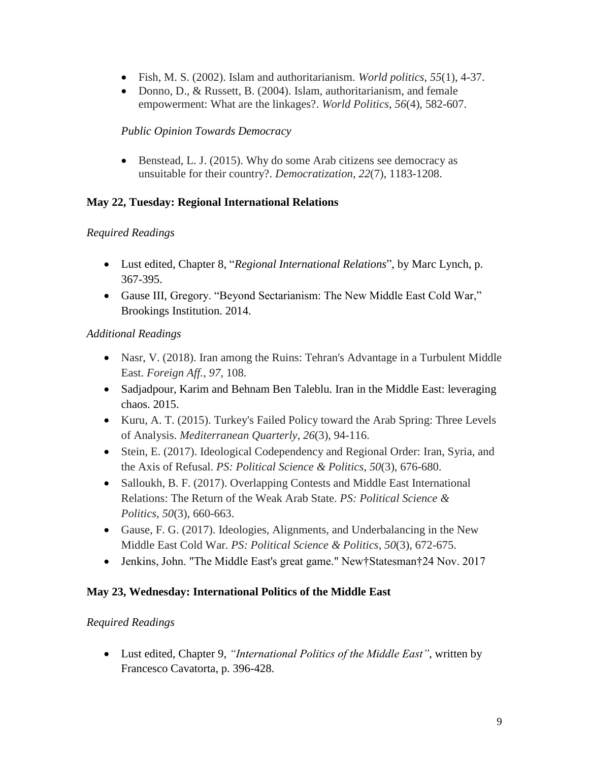- Fish, M. S. (2002). Islam and authoritarianism. *World politics*, *55*(1), 4-37.
- Donno, D., & Russett, B. (2004). Islam, authoritarianism, and female empowerment: What are the linkages?. *World Politics*, *56*(4), 582-607.

*Public Opinion Towards Democracy*

- Benstead, L. J. (2015). Why do some Arab citizens see democracy as unsuitable for their country?. *Democratization*, *22*(7), 1183-1208.

**May 22, Tuesday: Regional International Relations**

*Required Readings*

- Lust edited, Chapter 8, "*Regional International Relations*", by Marc Lynch, p. 367-395.
- Gause III, Gregory. "Beyond Sectarianism: The New Middle East Cold War," Brookings Institution. 2014.

*Additional Readings*

- Nasr, V. (2018). Iran among the Ruins: Tehran's Advantage in a Turbulent Middle East. *Foreign Aff.*, *97*, 108.
- Sadjadpour, Karim and Behnam Ben Taleblu. Iran in the Middle East: leveraging chaos. 2015.
- Kuru, A. T. (2015). Turkey's Failed Policy toward the Arab Spring: Three Levels of Analysis. *Mediterranean Quarterly*, *26*(3), 94-116.
- Stein, E. (2017). Ideological Codependency and Regional Order: Iran, Syria, and the Axis of Refusal. *PS: Political Science & Politics*, *50*(3), 676-680.
- Salloukh, B. F. (2017). Overlapping Contests and Middle East International Relations: The Return of the Weak Arab State. *PS: Political Science & Politics*, *50*(3), 660-663.
- Gause, F. G. (2017). Ideologies, Alignments, and Underbalancing in the New Middle East Cold War. *PS: Political Science & Politics*, *50*(3), 672-675.
- Jenkins, John. "The Middle East's great game." New†Statesman†24 Nov. 2017

**May 23, Wednesday: International Politics of the Middle East**

*Required Readings*

- Lust edited, Chapter 9, *"International Politics of the Middle East"*, written by Francesco Cavatorta, p. 396-428.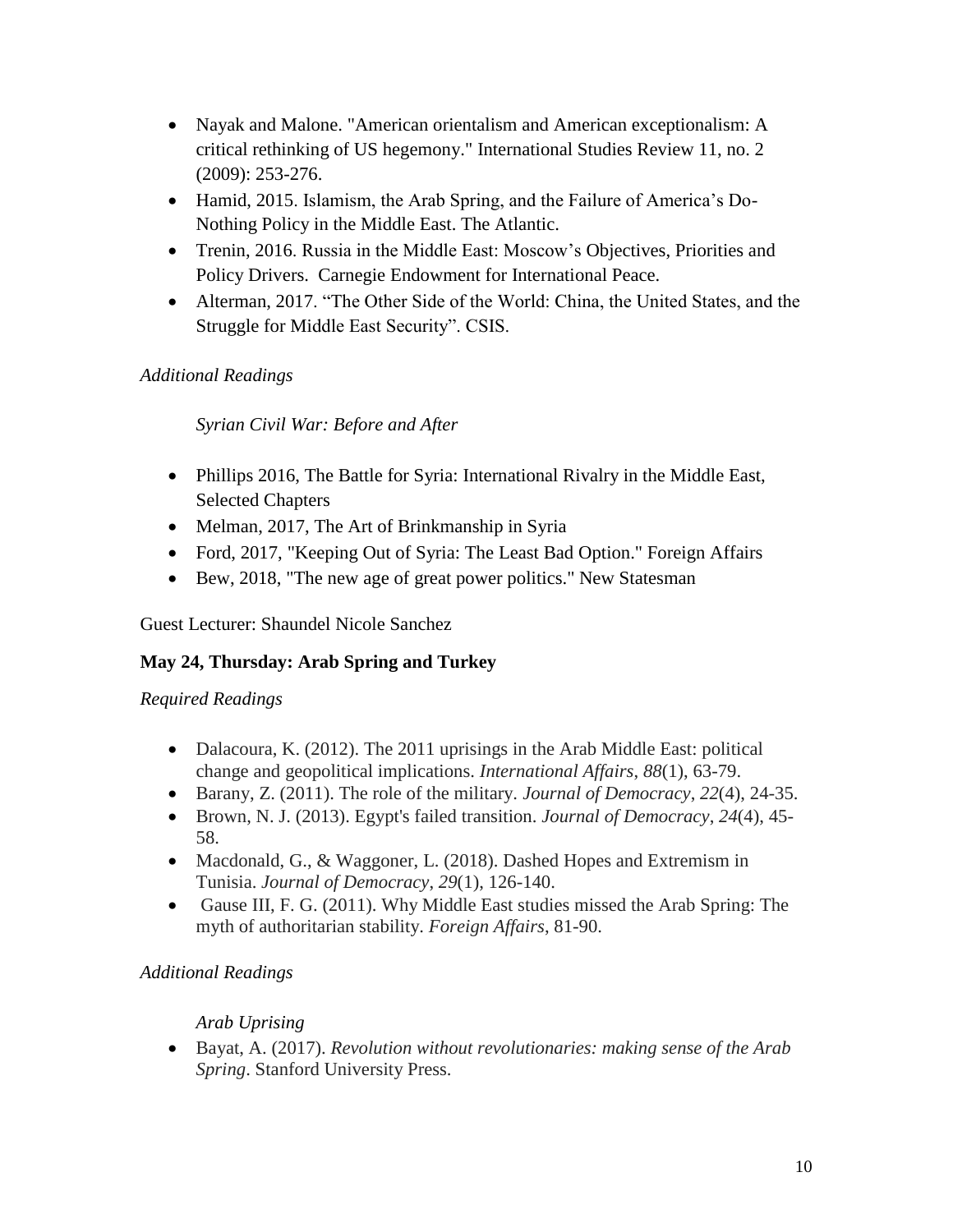- Nayak and Malone. "American orientalism and American exceptionalism: A critical rethinking of US hegemony." International Studies Review 11, no. 2 (2009): 253-276.
- Hamid, 2015. Islamism, the Arab Spring, and the Failure of America's Do-Nothing Policy in the Middle East. The Atlantic.
- Trenin, 2016. Russia in the Middle East: Moscow's Objectives, Priorities and Policy Drivers. Carnegie Endowment for International Peace.
- Alterman, 2017. "The Other Side of the World: China, the United States, and the Struggle for Middle East Security". CSIS.

*Additional Readings*

*Syrian Civil War: Before and After*

- Phillips 2016, The Battle for Syria: International Rivalry in the Middle East, Selected Chapters
- Melman, 2017, The Art of Brinkmanship in Syria
- Ford, 2017, "Keeping Out of Syria: The Least Bad Option." Foreign Affairs
- Bew, 2018, "The new age of great power politics." New Statesman

Guest Lecturer: Shaundel Nicole Sanchez

**May 24, Thursday: Arab Spring and Turkey**

*Required Readings*

- Dalacoura, K. (2012). The 2011 uprisings in the Arab Middle East: political change and geopolitical implications. *International Affairs*, *88*(1), 63-79.
- Barany, Z. (2011). The role of the military. *Journal of Democracy*, *22*(4), 24-35.
- Brown, N. J. (2013). Egypt's failed transition. *Journal of Democracy*, *24*(4), 45-58.
- Macdonald, G., & Waggoner, L. (2018). Dashed Hopes and Extremism in Tunisia. *Journal of Democracy*, *29*(1), 126-140.
- Gause III, F. G. (2011). Why Middle East studies missed the Arab Spring: The myth of authoritarian stability. *Foreign Affairs*, 81-90.

*Additional Readings*

*Arab Uprising*

- Bayat, A. (2017). *Revolution without revolutionaries: making sense of the Arab Spring*. Stanford University Press.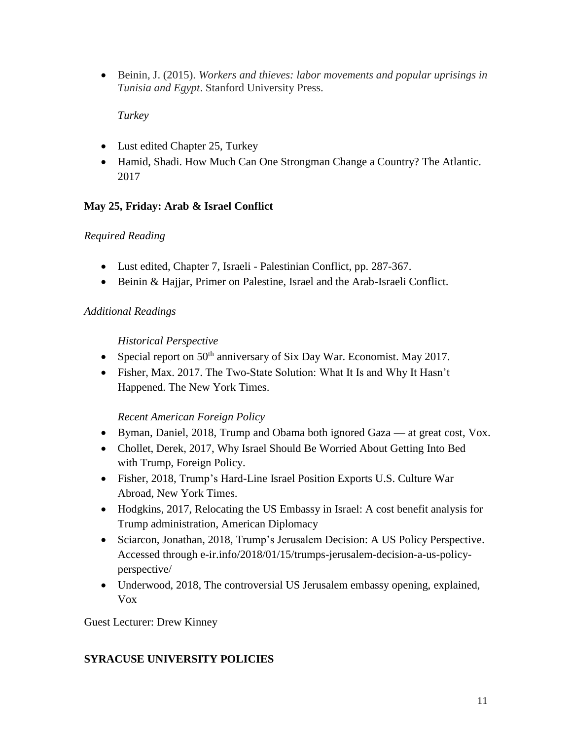- Beinin, J. (2015). *Workers and thieves: labor movements and popular uprisings in Tunisia and Egypt*. Stanford University Press.

*Turkey*

- Lust edited Chapter 25, Turkey
- Hamid, Shadi. How Much Can One Strongman Change a Country? The Atlantic. 2017

**May 25, Friday: Arab & Israel Conflict**

*Required Reading*

- Lust edited, Chapter 7, Israeli - Palestinian Conflict, pp. 287-367.
- Beinin & Hajjar, Primer on Palestine, Israel and the Arab-Israeli Conflict.

*Additional Readings*

*Historical Perspective*

- Special report on 50th anniversary of Six Day War. Economist. May 2017.
- Fisher, Max. 2017. The Two-State Solution: What It Is and Why It Hasn't Happened. The New York Times.

*Recent American Foreign Policy*

- Byman, Daniel, 2018, Trump and Obama both ignored Gaza — at great cost, Vox.
- Chollet, Derek, 2017, Why Israel Should Be Worried About Getting Into Bed with Trump, Foreign Policy.
- Fisher, 2018, Trump's Hard-Line Israel Position Exports U.S. Culture War Abroad, New York Times.
- Hodgkins, 2017, Relocating the US Embassy in Israel: A cost benefit analysis for Trump administration, American Diplomacy
- Sciarcon, Jonathan, 2018, Trump's Jerusalem Decision: A US Policy Perspective. Accessed through e-ir.info/2018/01/15/trumps-jerusalem-decision-a-us-policy-perspective/
- Underwood, 2018, The controversial US Jerusalem embassy opening, explained, Vox

Guest Lecturer: Drew Kinney

**SYRACUSE UNIVERSITY POLICIES**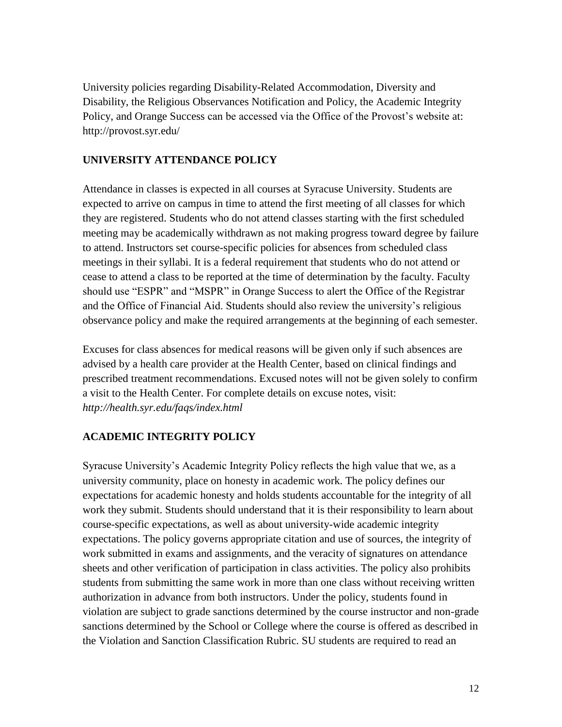University policies regarding Disability-Related Accommodation, Diversity and Disability, the Religious Observances Notification and Policy, the Academic Integrity Policy, and Orange Success can be accessed via the Office of the Provost's website at: http://provost.syr.edu/

## UNIVERSITY ATTENDANCE POLICY

Attendance in classes is expected in all courses at Syracuse University. Students are expected to arrive on campus in time to attend the first meeting of all classes for which they are registered. Students who do not attend classes starting with the first scheduled meeting may be academically withdrawn as not making progress toward degree by failure to attend. Instructors set course-specific policies for absences from scheduled class meetings in their syllabi. It is a federal requirement that students who do not attend or cease to attend a class to be reported at the time of determination by the faculty. Faculty should use "ESPR" and "MSPR" in Orange Success to alert the Office of the Registrar and the Office of Financial Aid. Students should also review the university's religious observance policy and make the required arrangements at the beginning of each semester.

Excuses for class absences for medical reasons will be given only if such absences are advised by a health care provider at the Health Center, based on clinical findings and prescribed treatment recommendations. Excused notes will not be given solely to confirm a visit to the Health Center. For complete details on excuse notes, visit: *http://health.syr.edu/faqs/index.html*

## ACADEMIC INTEGRITY POLICY

Syracuse University's Academic Integrity Policy reflects the high value that we, as a university community, place on honesty in academic work. The policy defines our expectations for academic honesty and holds students accountable for the integrity of all work they submit. Students should understand that it is their responsibility to learn about course-specific expectations, as well as about university-wide academic integrity expectations. The policy governs appropriate citation and use of sources, the integrity of work submitted in exams and assignments, and the veracity of signatures on attendance sheets and other verification of participation in class activities. The policy also prohibits students from submitting the same work in more than one class without receiving written authorization in advance from both instructors. Under the policy, students found in violation are subject to grade sanctions determined by the course instructor and non-grade sanctions determined by the School or College where the course is offered as described in the Violation and Sanction Classification Rubric. SU students are required to read an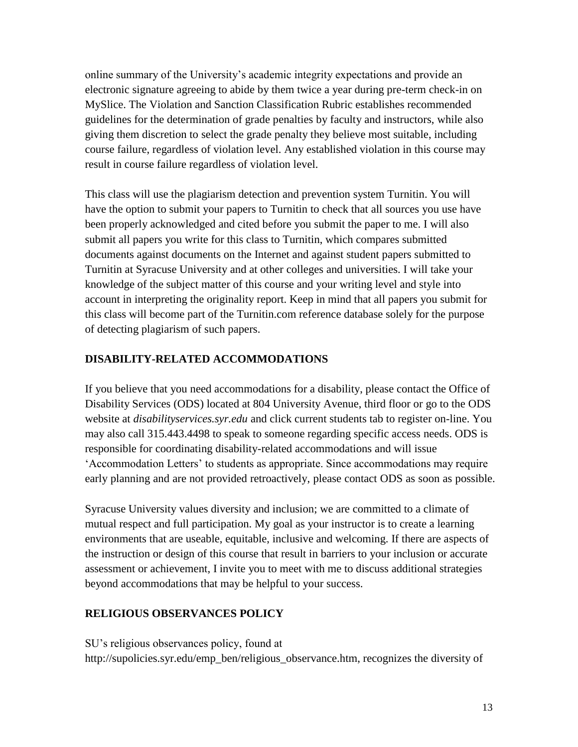online summary of the University's academic integrity expectations and provide an electronic signature agreeing to abide by them twice a year during pre-term check-in on MySlice. The Violation and Sanction Classification Rubric establishes recommended guidelines for the determination of grade penalties by faculty and instructors, while also giving them discretion to select the grade penalty they believe most suitable, including course failure, regardless of violation level. Any established violation in this course may result in course failure regardless of violation level.

This class will use the plagiarism detection and prevention system Turnitin. You will have the option to submit your papers to Turnitin to check that all sources you use have been properly acknowledged and cited before you submit the paper to me. I will also submit all papers you write for this class to Turnitin, which compares submitted documents against documents on the Internet and against student papers submitted to Turnitin at Syracuse University and at other colleges and universities. I will take your knowledge of the subject matter of this course and your writing level and style into account in interpreting the originality report. Keep in mind that all papers you submit for this class will become part of the Turnitin.com reference database solely for the purpose of detecting plagiarism of such papers.

## DISABILITY-RELATED ACCOMMODATIONS

If you believe that you need accommodations for a disability, please contact the Office of Disability Services (ODS) located at 804 University Avenue, third floor or go to the ODS website at *disabilityservices.syr.edu* and click current students tab to register on-line. You may also call 315.443.4498 to speak to someone regarding specific access needs. ODS is responsible for coordinating disability-related accommodations and will issue 'Accommodation Letters' to students as appropriate. Since accommodations may require early planning and are not provided retroactively, please contact ODS as soon as possible.

Syracuse University values diversity and inclusion; we are committed to a climate of mutual respect and full participation. My goal as your instructor is to create a learning environments that are useable, equitable, inclusive and welcoming. If there are aspects of the instruction or design of this course that result in barriers to your inclusion or accurate assessment or achievement, I invite you to meet with me to discuss additional strategies beyond accommodations that may be helpful to your success.

## RELIGIOUS OBSERVANCES POLICY

SU's religious observances policy, found at http://supolicies.syr.edu/emp_ben/religious_observance.htm, recognizes the diversity of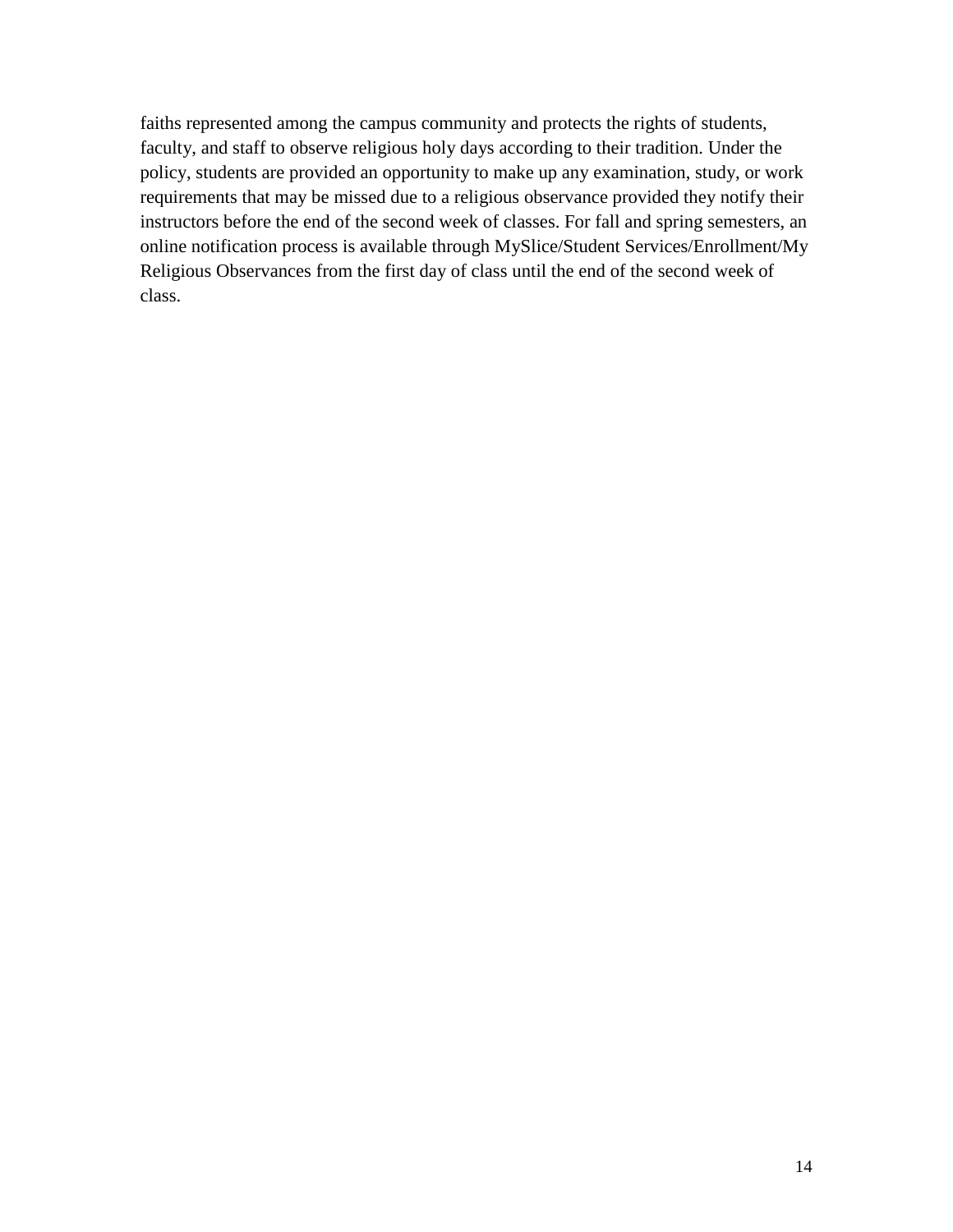faiths represented among the campus community and protects the rights of students, faculty, and staff to observe religious holy days according to their tradition. Under the policy, students are provided an opportunity to make up any examination, study, or work requirements that may be missed due to a religious observance provided they notify their instructors before the end of the second week of classes. For fall and spring semesters, an online notification process is available through MySlice/Student Services/Enrollment/My Religious Observances from the first day of class until the end of the second week of class.